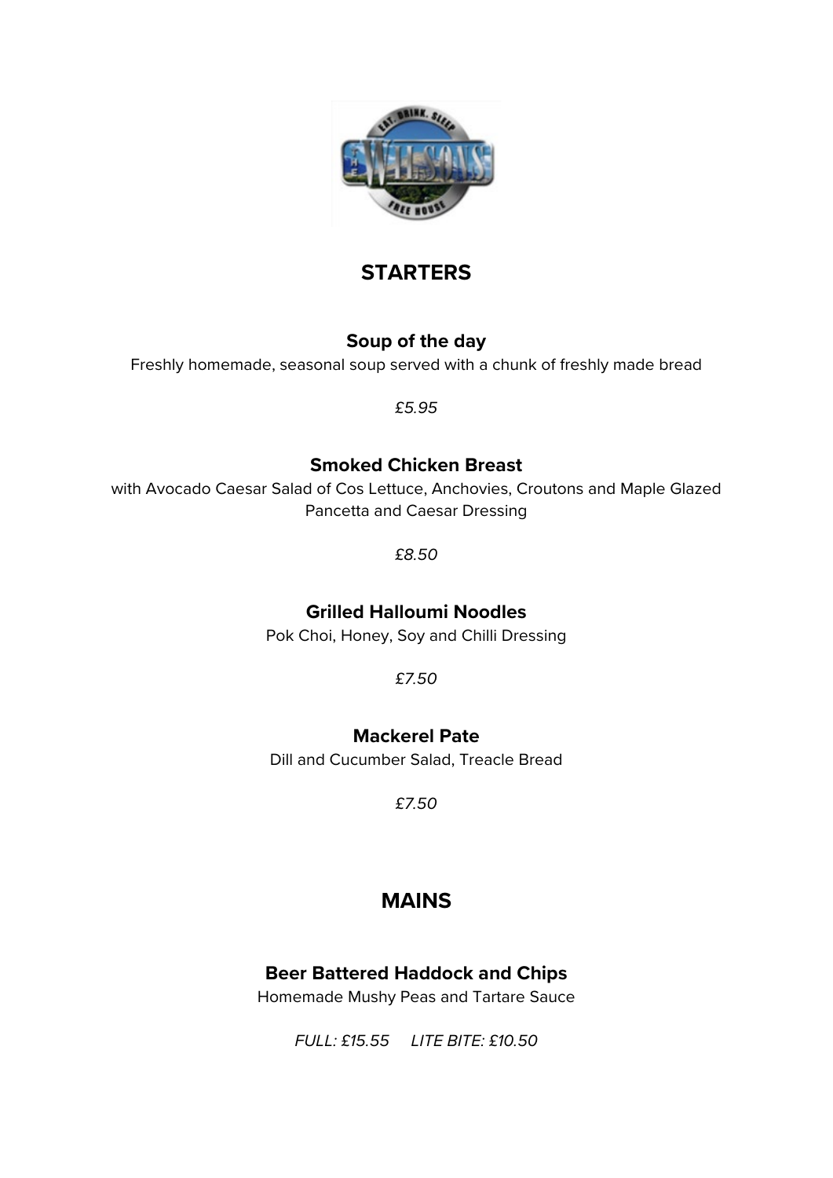## STARTERS

### Soup of the day

Freshly homemade, seasonal soup served with a chunk of freshly made bread

*£5.95*

### Smoked Chicken Breast

with Avocado Caesar Salad of Cos Lettuce, Anchovies, Croutons and Maple Glazed Pancetta and Caesar Dressing

*£8.50*

### Grilled Halloumi Noodles

Pok Choi, Honey, Soy and Chilli Dressing

*£7.50*

### Mackerel Pate

Dill and Cucumber Salad, Treacle Bread

*£7.50*

## MAINS

### Beer Battered Haddock and Chips

Homemade Mushy Peas and Tartare Sauce

*FULL: £15.55 LITE BITE: £10.50*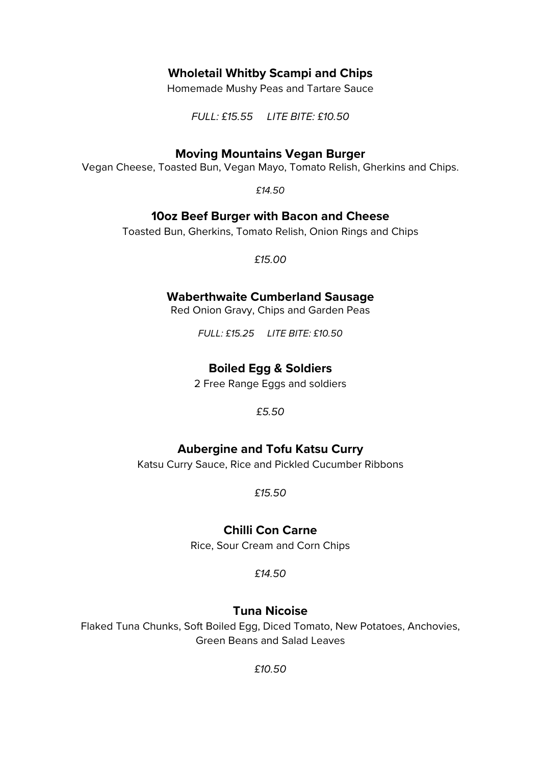### Wholetail Whitby Scampi and Chips

Homemade Mushy Peas and Tartare Sauce

*FULL: £15.55 LITE BITE: £10.50*

### Moving Mountains Vegan Burger

Vegan Cheese, Toasted Bun, Vegan Mayo, Tomato Relish, Gherkins and Chips.

*£14.50*

### 10oz Beef Burger with Bacon and Cheese

Toasted Bun, Gherkins, Tomato Relish, Onion Rings and Chips

*£15.00*

### Waberthwaite Cumberland Sausage

Red Onion Gravy, Chips and Garden Peas

*FULL: £15.25 LITE BITE: £10.50*

### Boiled Egg & Soldiers

2 Free Range Eggs and soldiers

*£5.50*

### Aubergine and Tofu Katsu Curry

Katsu Curry Sauce, Rice and Pickled Cucumber Ribbons

*£15.50*

### Chilli Con Carne

Rice, Sour Cream and Corn Chips

*£14.50*

### Tuna Nicoise

Flaked Tuna Chunks, Soft Boiled Egg, Diced Tomato, New Potatoes, Anchovies, Green Beans and Salad Leaves

*£10.50*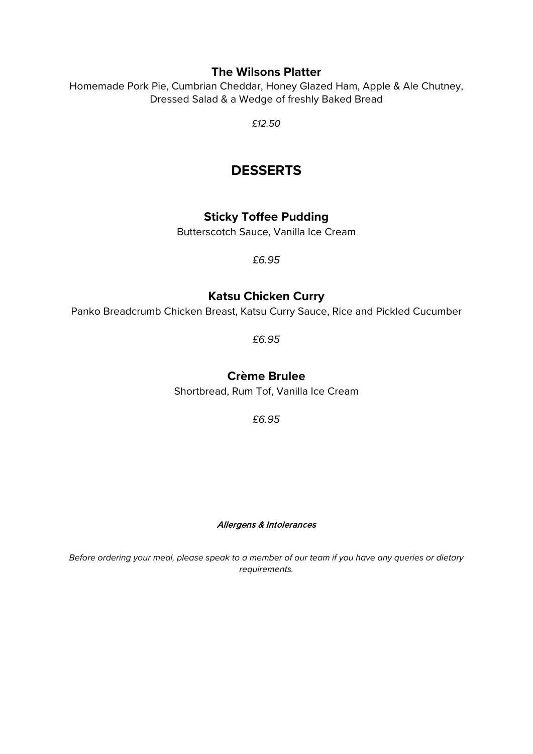### The Wilsons Platter

Homemade Pork Pie, Cumbrian Cheddar, Honey Glazed Ham, Apple & Ale Chutney, Dressed Salad & a Wedge of freshly Baked Bread

*£12.50*

## DESSERTS

### Sticky Toffee Pudding

Butterscotch Sauce, Vanilla Ice Cream

*£6.95*

### Katsu Chicken Curry

Panko Breadcrumb Chicken Breast, Katsu Curry Sauce, Rice and Pickled Cucumber

*£6.95*

### Crème Brulee

Shortbread, Rum Tof, Vanilla Ice Cream

*£6.95*

***Allergens & Intolerances***

*Before ordering your meal, please speak to a member of our team if you have any queries or dietary requirements.*